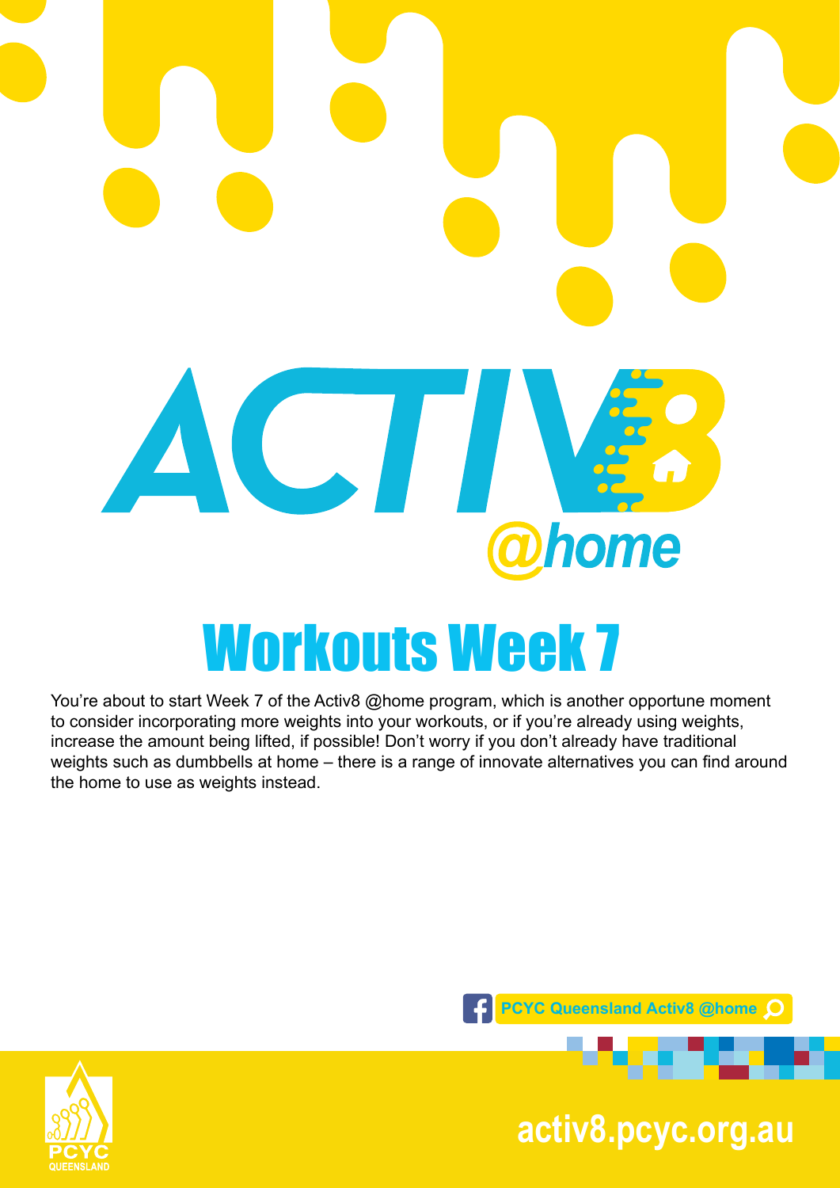# ACTIV8 @home

## Workouts Week 7

You're about to start Week 7 of the Activ8 @home program, which is another opportune moment to consider incorporating more weights into your workouts, or if you're already using weights, increase the amount being lifted, if possible! Don't worry if you don't already have traditional weights such as dumbbells at home – there is a range of innovate alternatives you can find around the home to use as weights instead.

PCYC Queensland Activ8 @home

PCYC QUEENSLAND

activ8.pcyc.org.au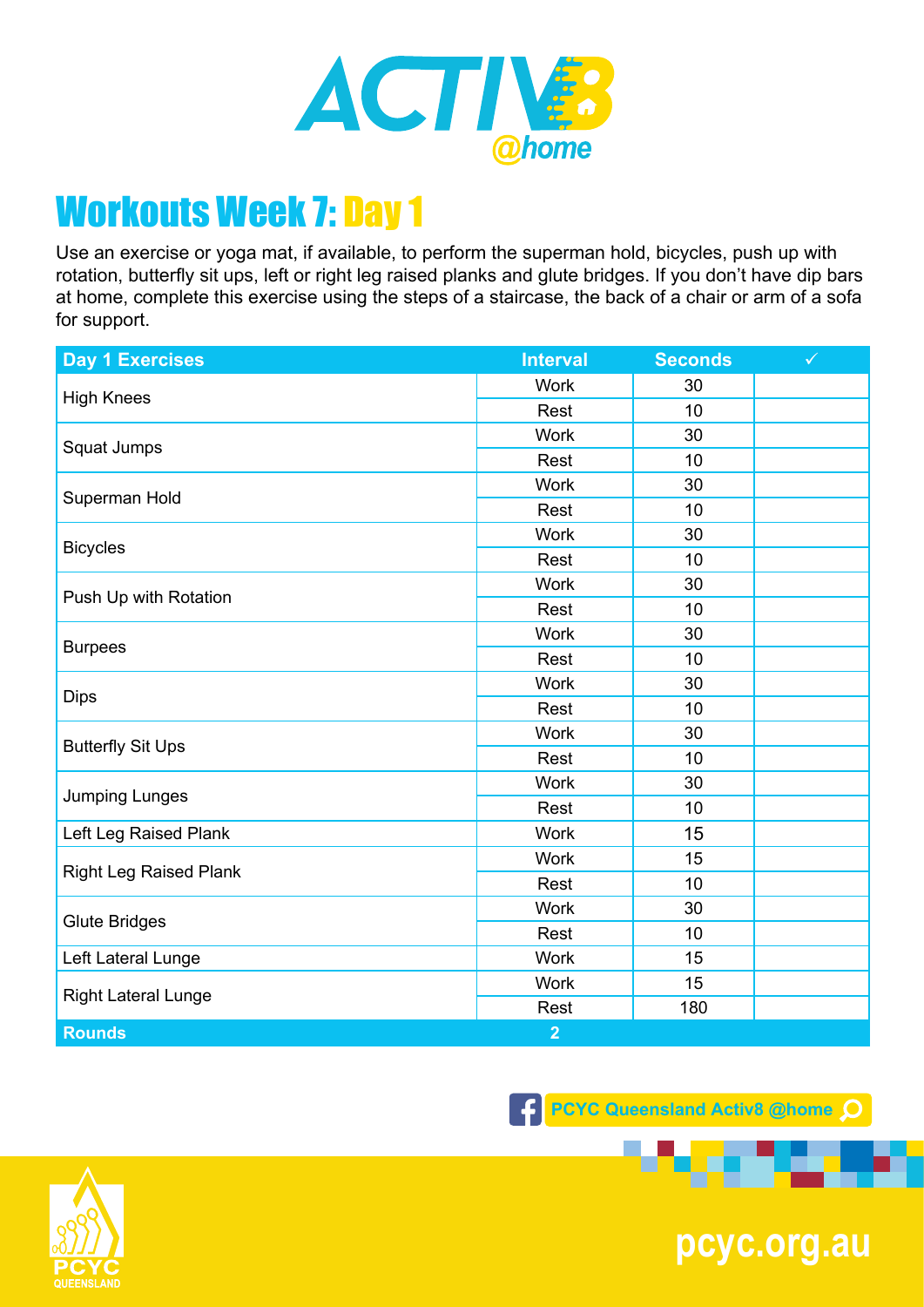# Workouts Week 7: Day 1

Use an exercise or yoga mat, if available, to perform the superman hold, bicycles, push up with rotation, butterfly sit ups, left or right leg raised planks and glute bridges. If you don't have dip bars at home, complete this exercise using the steps of a staircase, the back of a chair or arm of a sofa for support.

| Day 1 Exercises | Interval | Seconds | ✓ |
|---|---|---|---|
| High Knees | Work | 30 | |
| | Rest | 10 | |
| Squat Jumps | Work | 30 | |
| | Rest | 10 | |
| Superman Hold | Work | 30 | |
| | Rest | 10 | |
| Bicycles | Work | 30 | |
| | Rest | 10 | |
| Push Up with Rotation | Work | 30 | |
| | Rest | 10 | |
| Burpees | Work | 30 | |
| | Rest | 10 | |
| Dips | Work | 30 | |
| | Rest | 10 | |
| Butterfly Sit Ups | Work | 30 | |
| | Rest | 10 | |
| Jumping Lunges | Work | 30 | |
| | Rest | 10 | |
| Left Leg Raised Plank | Work | 15 | |
| Right Leg Raised Plank | Work | 15 | |
| | Rest | 10 | |
| Glute Bridges | Work | 30 | |
| | Rest | 10 | |
| Left Lateral Lunge | Work | 15 | |
| Right Lateral Lunge | Work | 15 | |
| | Rest | 180 | |
| **Rounds** | **2** | | |

PCYC Queensland Activ8 @home

pcyc.org.au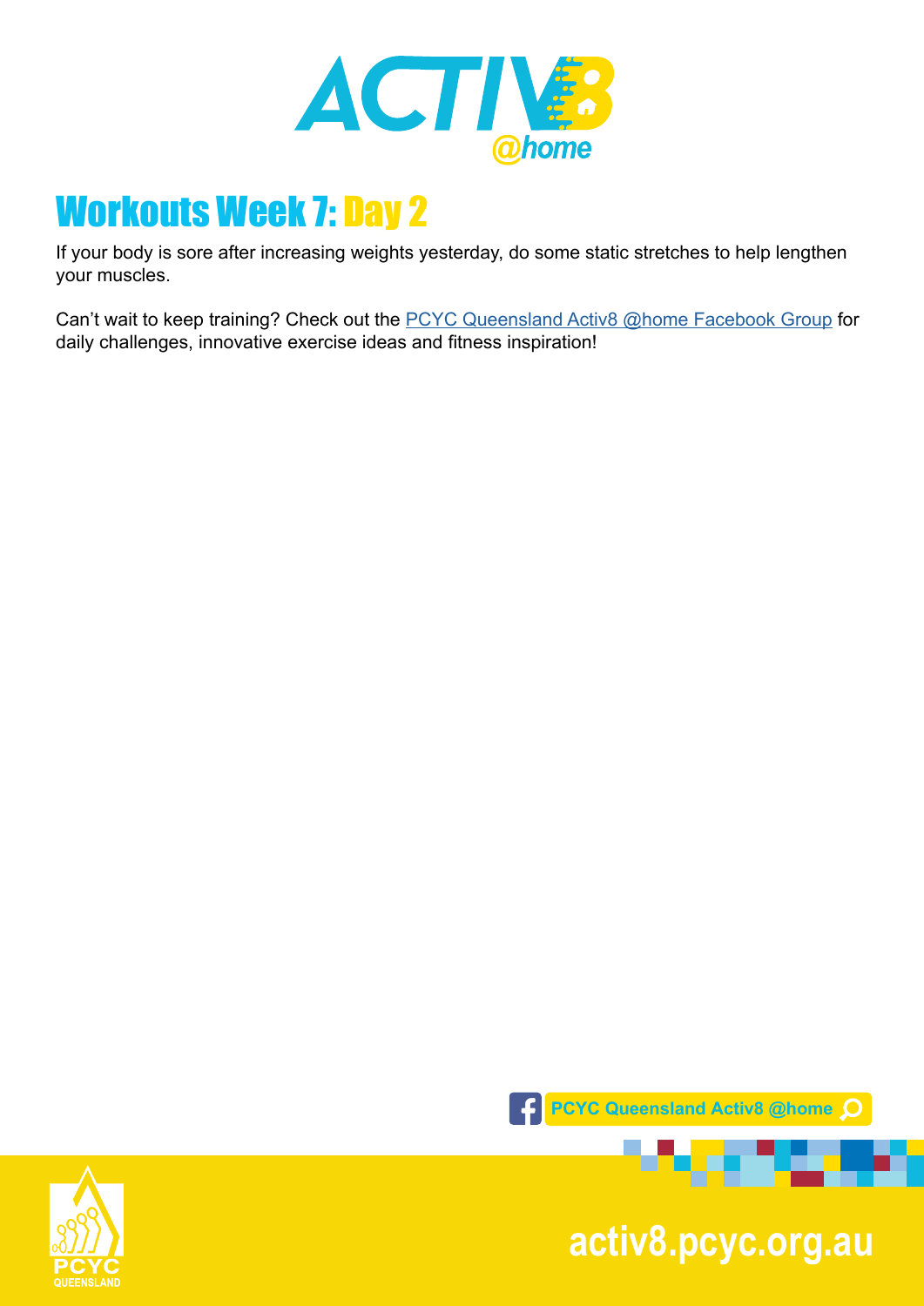# Workouts Week 7: Day 2

If your body is sore after increasing weights yesterday, do some static stretches to help lengthen your muscles.

Can't wait to keep training? Check out the PCYC Queensland Activ8 @home Facebook Group for daily challenges, innovative exercise ideas and fitness inspiration!

PCYC Queensland Activ8 @home

activ8.pcyc.org.au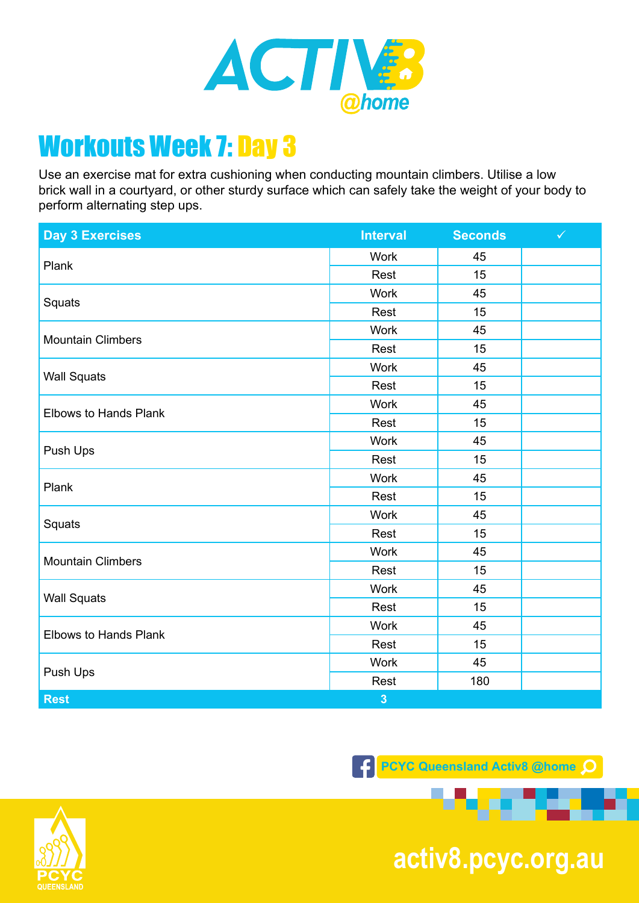# ACTIV8 @home

## Workouts Week 7: Day 3

Use an exercise mat for extra cushioning when conducting mountain climbers. Utilise a low brick wall in a courtyard, or other sturdy surface which can safely take the weight of your body to perform alternating step ups.

| Day 3 Exercises | Interval | Seconds | ✓ |
|---|---|---|---|
| Plank | Work | 45 | |
| | Rest | 15 | |
| Squats | Work | 45 | |
| | Rest | 15 | |
| Mountain Climbers | Work | 45 | |
| | Rest | 15 | |
| Wall Squats | Work | 45 | |
| | Rest | 15 | |
| Elbows to Hands Plank | Work | 45 | |
| | Rest | 15 | |
| Push Ups | Work | 45 | |
| | Rest | 15 | |
| Plank | Work | 45 | |
| | Rest | 15 | |
| Squats | Work | 45 | |
| | Rest | 15 | |
| Mountain Climbers | Work | 45 | |
| | Rest | 15 | |
| Wall Squats | Work | 45 | |
| | Rest | 15 | |
| Elbows to Hands Plank | Work | 45 | |
| | Rest | 15 | |
| Push Ups | Work | 45 | |
| | Rest | 180 | |
| Rest | 3 | | |

PCYC Queensland Activ8 @home

activ8.pcyc.org.au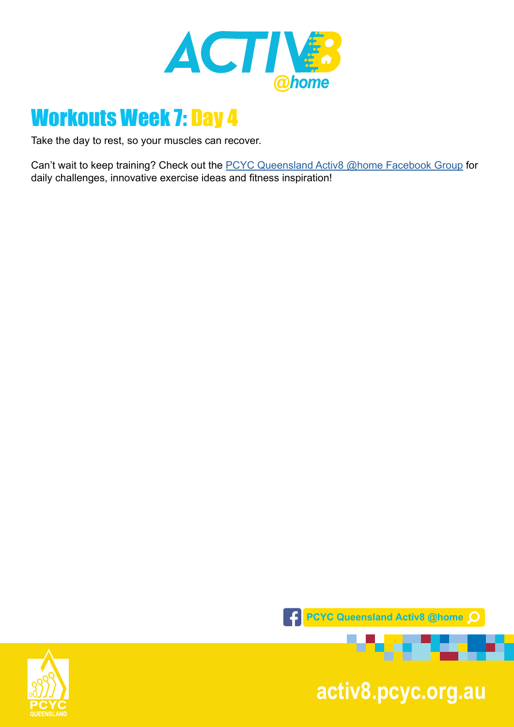# Workouts Week 7: Day 4

Take the day to rest, so your muscles can recover.

Can't wait to keep training? Check out the [PCYC Queensland Activ8 @home Facebook Group]() for daily challenges, innovative exercise ideas and fitness inspiration!

PCYC Queensland Activ8 @home

activ8.pcyc.org.au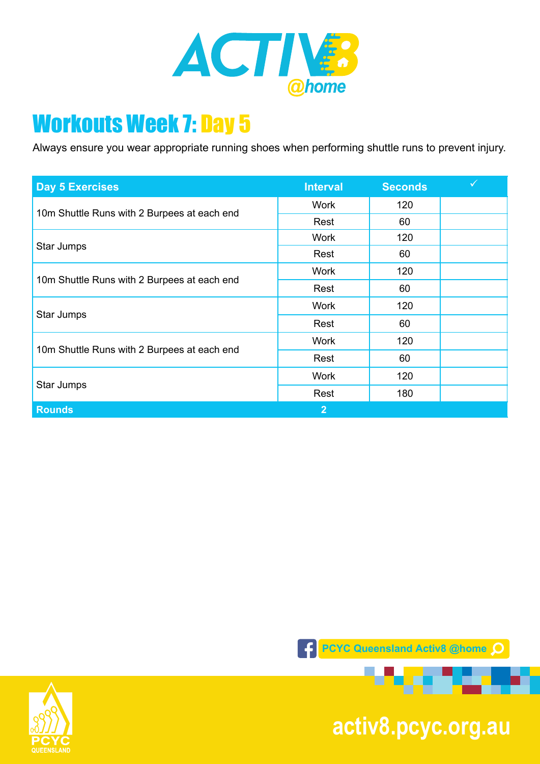# Workouts Week 7: Day 5

Always ensure you wear appropriate running shoes when performing shuttle runs to prevent injury.

| Day 5 Exercises | Interval | Seconds | ✓ |
|---|---|---|---|
| 10m Shuttle Runs with 2 Burpees at each end | Work | 120 | |
| | Rest | 60 | |
| Star Jumps | Work | 120 | |
| | Rest | 60 | |
| 10m Shuttle Runs with 2 Burpees at each end | Work | 120 | |
| | Rest | 60 | |
| Star Jumps | Work | 120 | |
| | Rest | 60 | |
| 10m Shuttle Runs with 2 Burpees at each end | Work | 120 | |
| | Rest | 60 | |
| Star Jumps | Work | 120 | |
| | Rest | 180 | |
| **Rounds** | **2** | | |

PCYC Queensland Activ8 @home

activ8.pcyc.org.au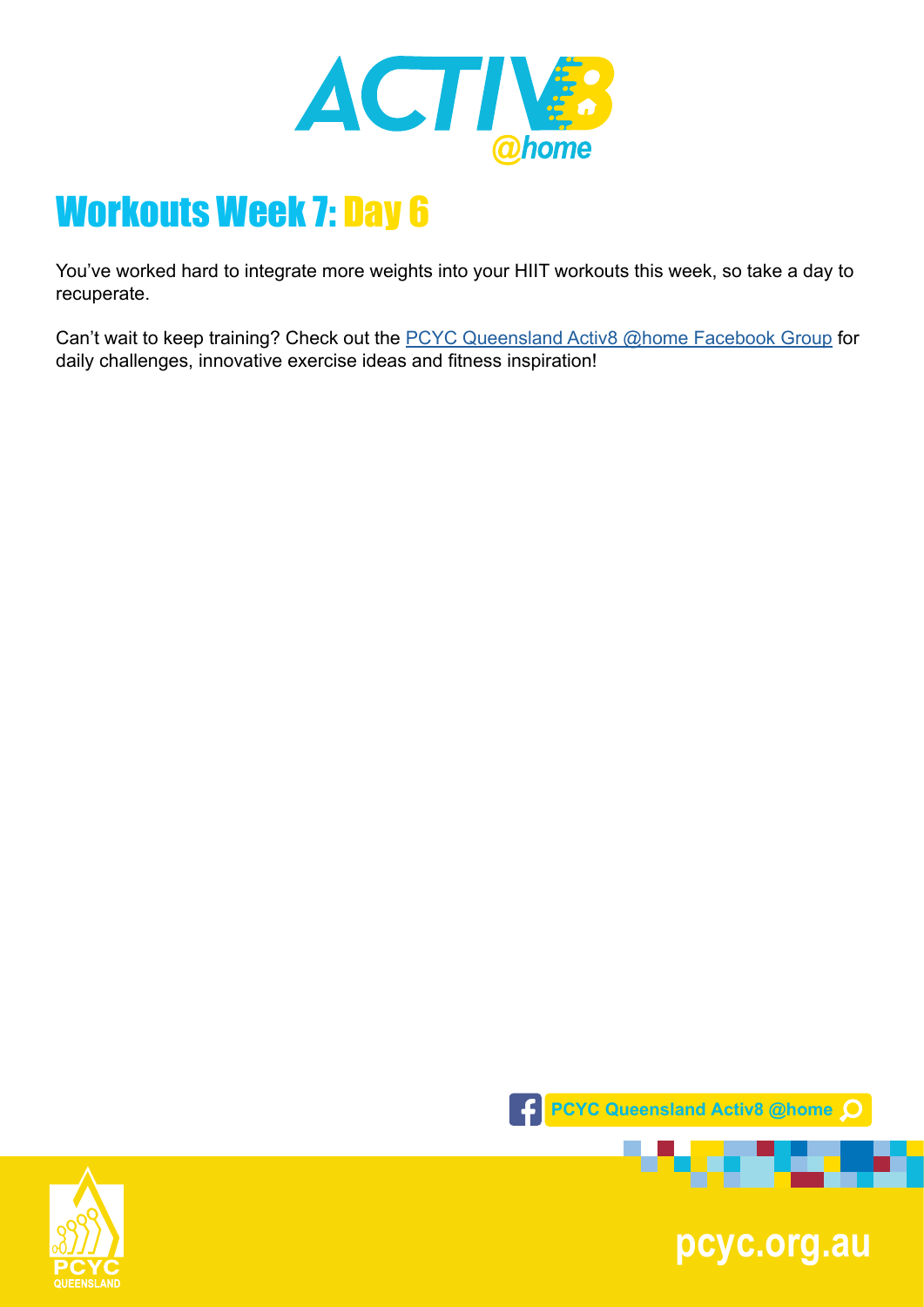# Workouts Week 7: Day 6

You've worked hard to integrate more weights into your HIIT workouts this week, so take a day to recuperate.

Can't wait to keep training? Check out the PCYC Queensland Activ8 @home Facebook Group for daily challenges, innovative exercise ideas and fitness inspiration!

PCYC Queensland Activ8 @home

pcyc.org.au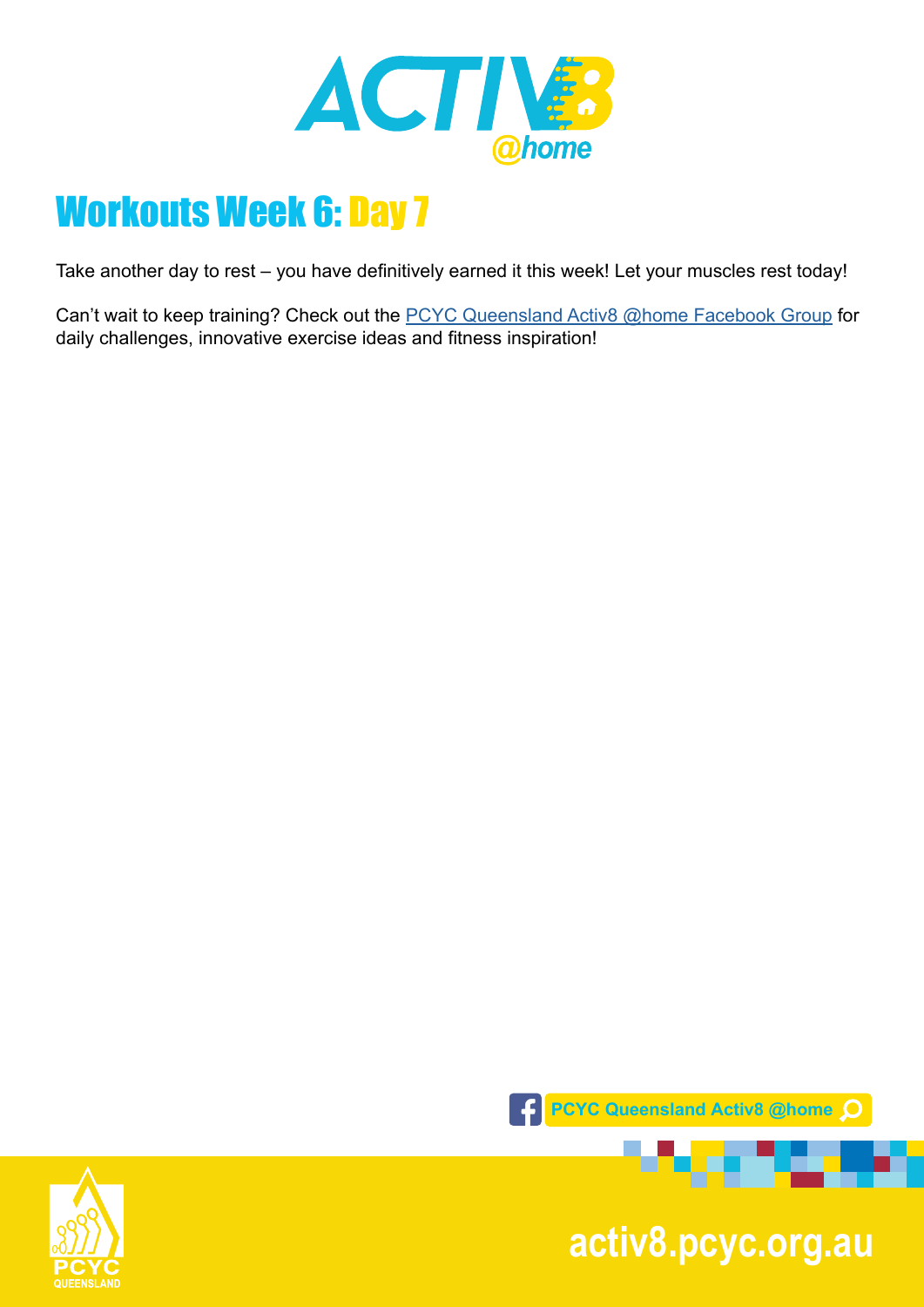# Workouts Week 6: Day 7

Take another day to rest – you have definitively earned it this week! Let your muscles rest today!

Can't wait to keep training? Check out the PCYC Queensland Activ8 @home Facebook Group for daily challenges, innovative exercise ideas and fitness inspiration!

PCYC Queensland Activ8 @home

activ8.pcyc.org.au